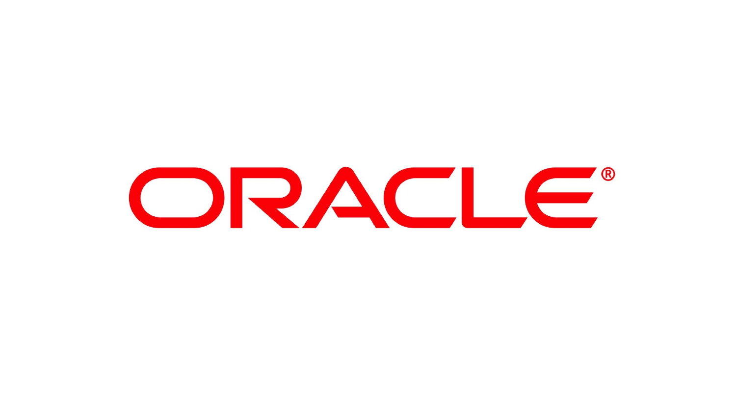ORACLE®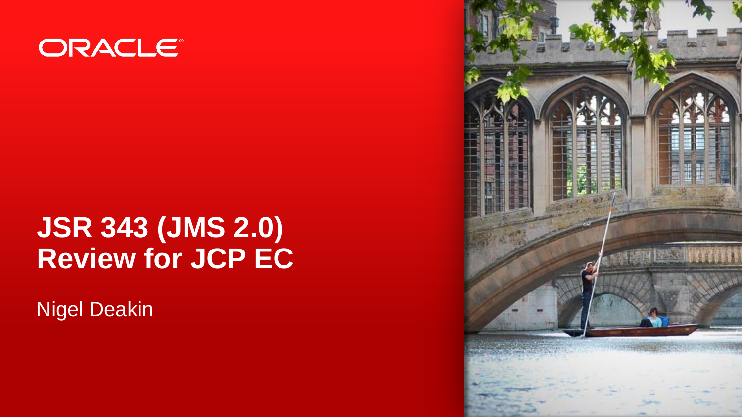ORACLE

# JSR 343 (JMS 2.0) Review for JCP EC

Nigel Deakin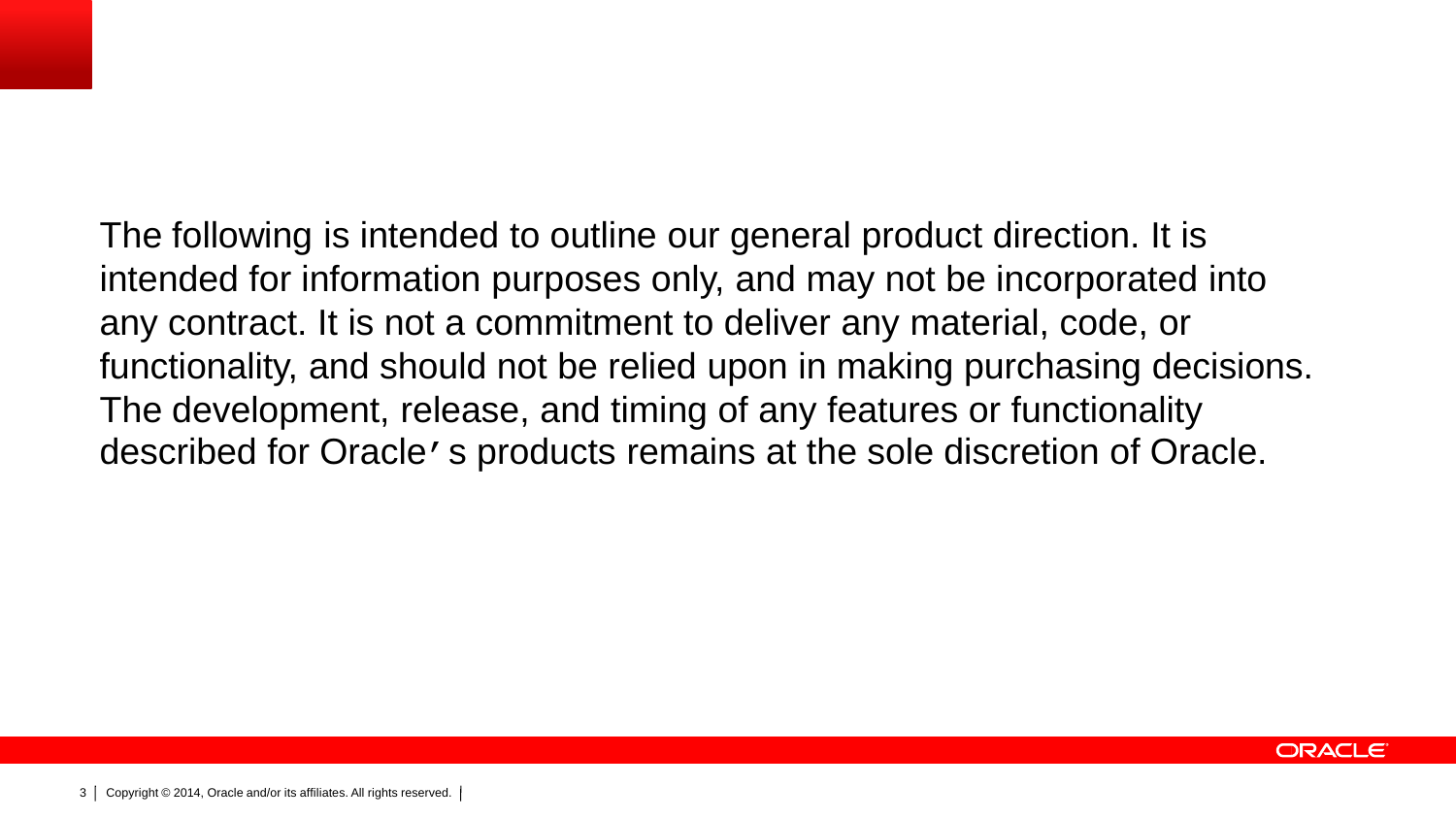The following is intended to outline our general product direction. It is intended for information purposes only, and may not be incorporated into any contract. It is not a commitment to deliver any material, code, or functionality, and should not be relied upon in making purchasing decisions. The development, release, and timing of any features or functionality described for Oracle′s products remains at the sole discretion of Oracle.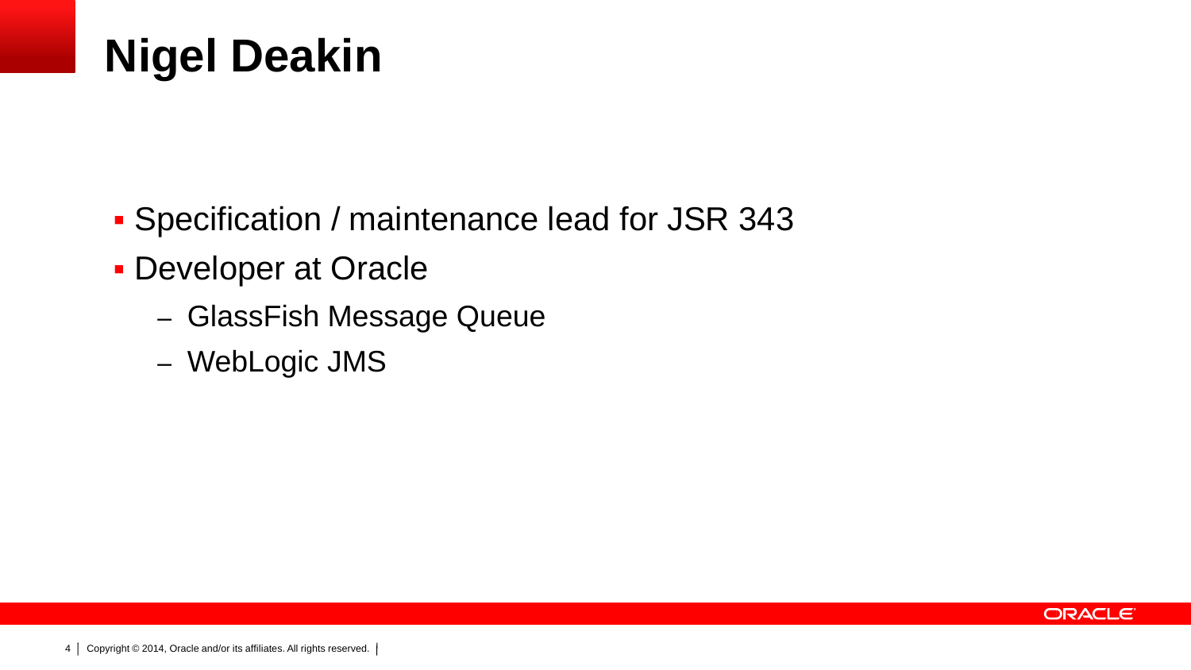# Nigel Deakin

- Specification / maintenance lead for JSR 343
- Developer at Oracle
  - GlassFish Message Queue
  - WebLogic JMS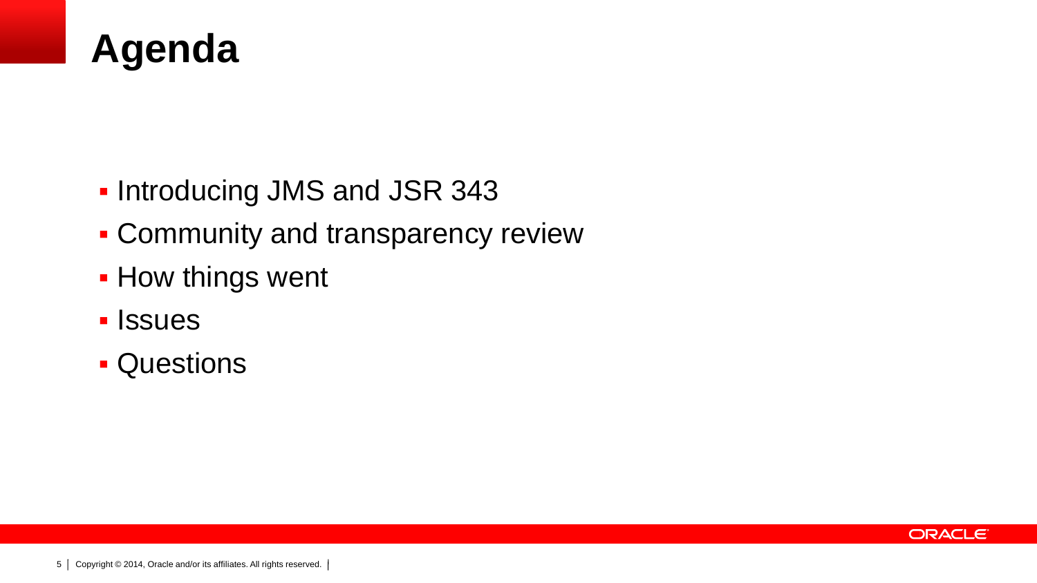# Agenda

- Introducing JMS and JSR 343
- Community and transparency review
- How things went
- Issues
- Questions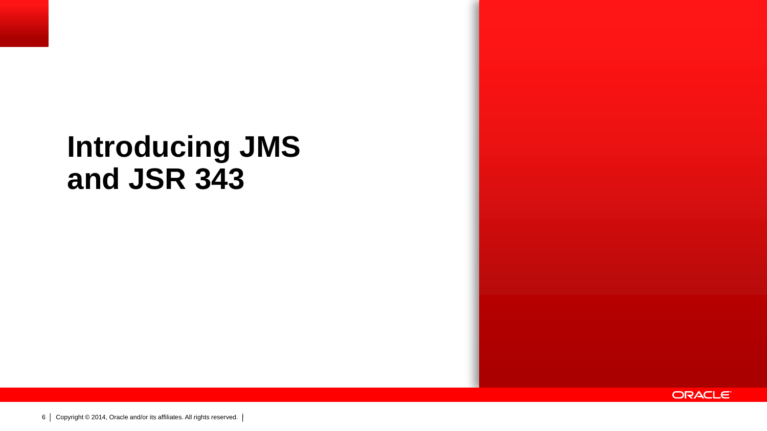# Introducing JMS and JSR 343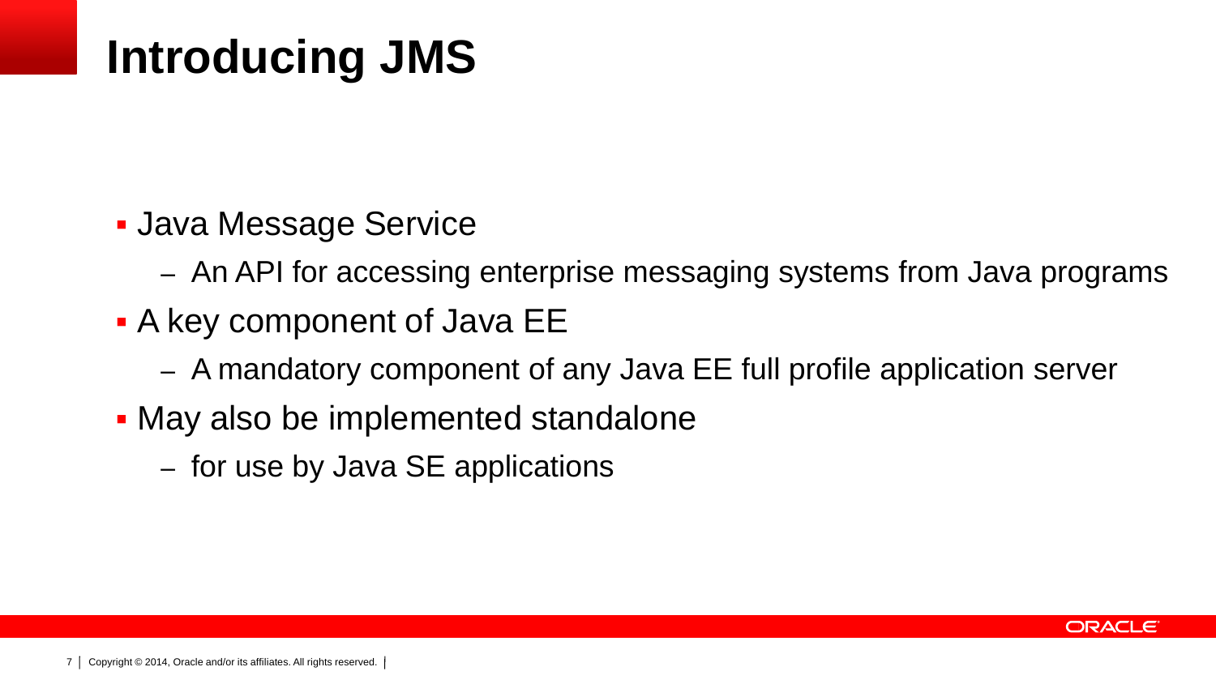# Introducing JMS

- Java Message Service
  - An API for accessing enterprise messaging systems from Java programs
- A key component of Java EE
  - A mandatory component of any Java EE full profile application server
- May also be implemented standalone
  - for use by Java SE applications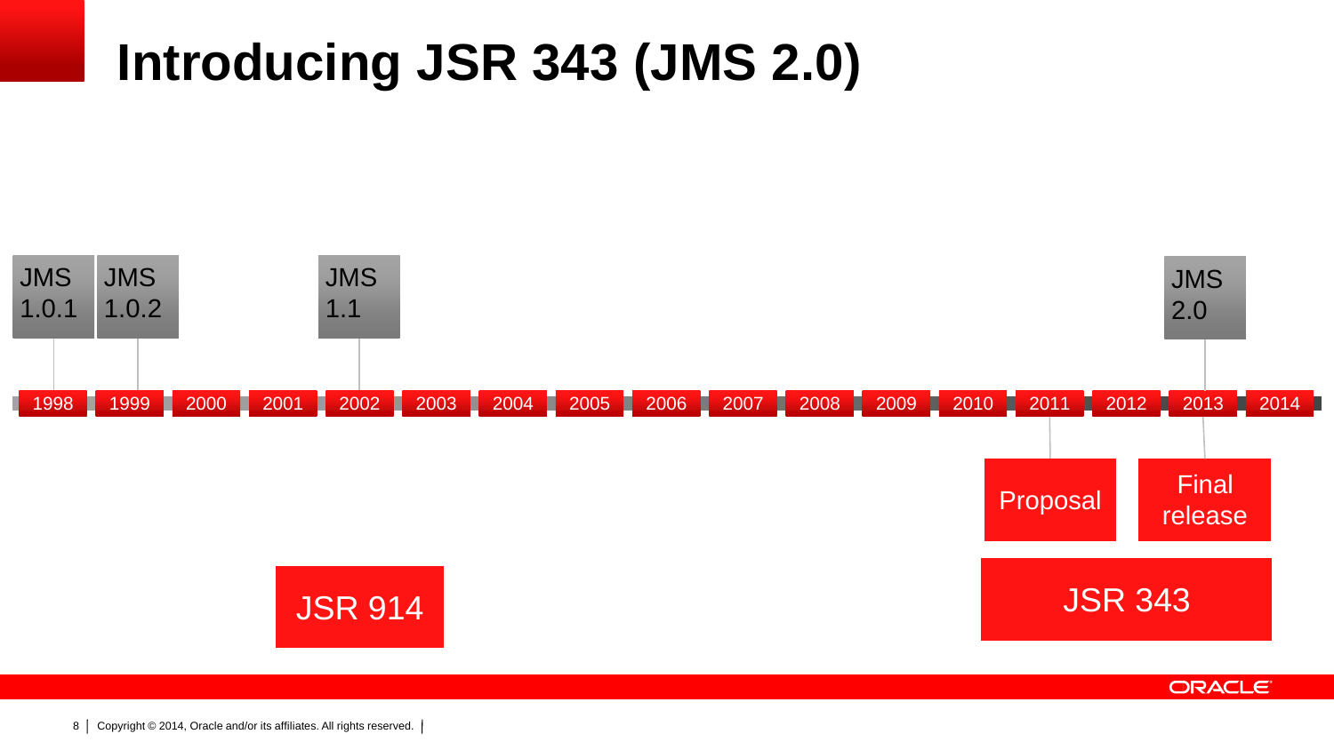# Introducing JSR 343 (JMS 2.0)

JMS 1.0.1 — 1998

JMS 1.0.2 — 1999

JMS 1.1 — 2002

JMS 2.0 — 2013

1998 | 1999 | 2000 | 2001 | 2002 | 2003 | 2004 | 2005 | 2006 | 2007 | 2008 | 2009 | 2010 | 2011 | 2012 | 2013 | 2014

Proposal — 2011

Final release — 2013

JSR 914

JSR 343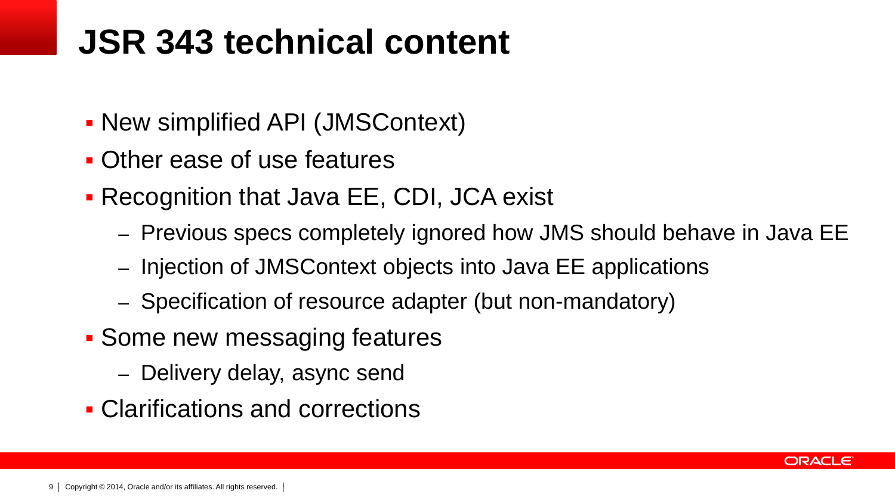# JSR 343 technical content

- New simplified API (JMSContext)
- Other ease of use features
- Recognition that Java EE, CDI, JCA exist
  - Previous specs completely ignored how JMS should behave in Java EE
  - Injection of JMSContext objects into Java EE applications
  - Specification of resource adapter (but non-mandatory)
- Some new messaging features
  - Delivery delay, async send
- Clarifications and corrections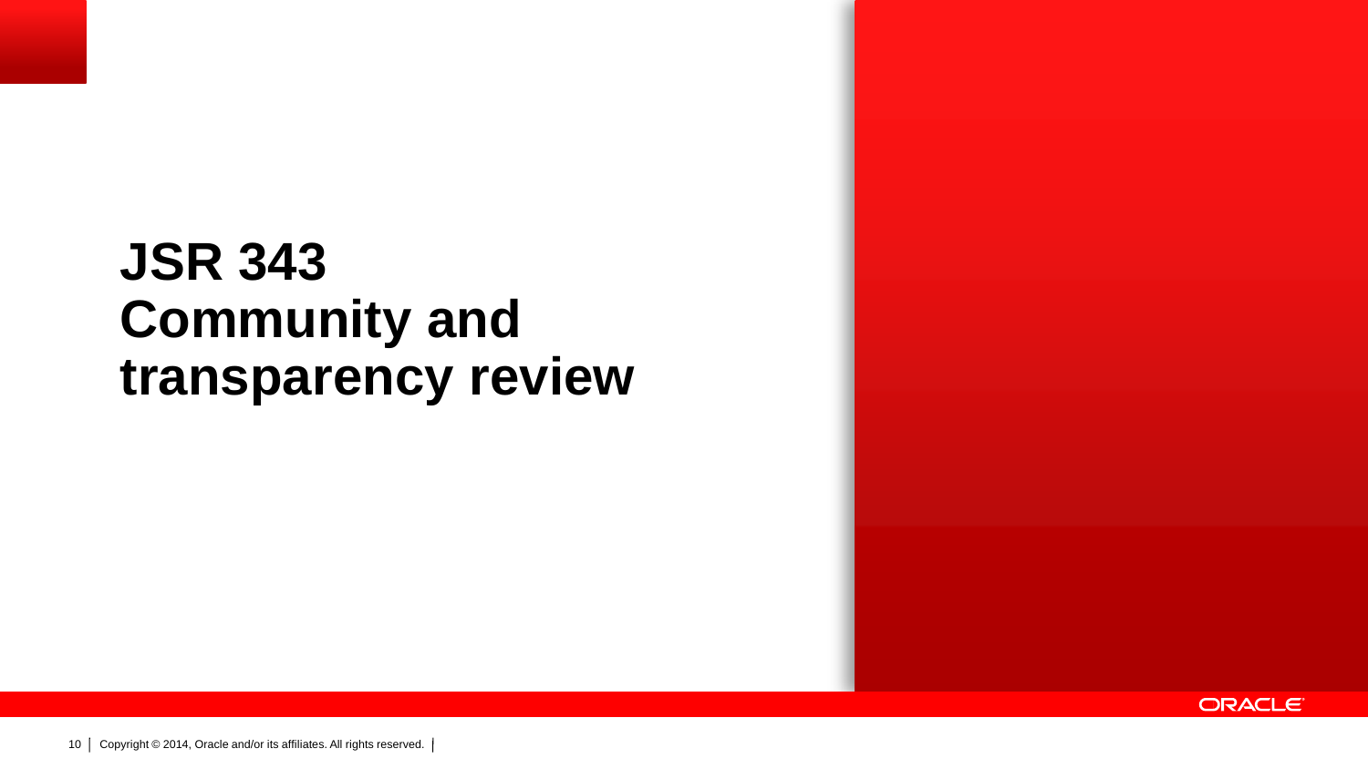# JSR 343 Community and transparency review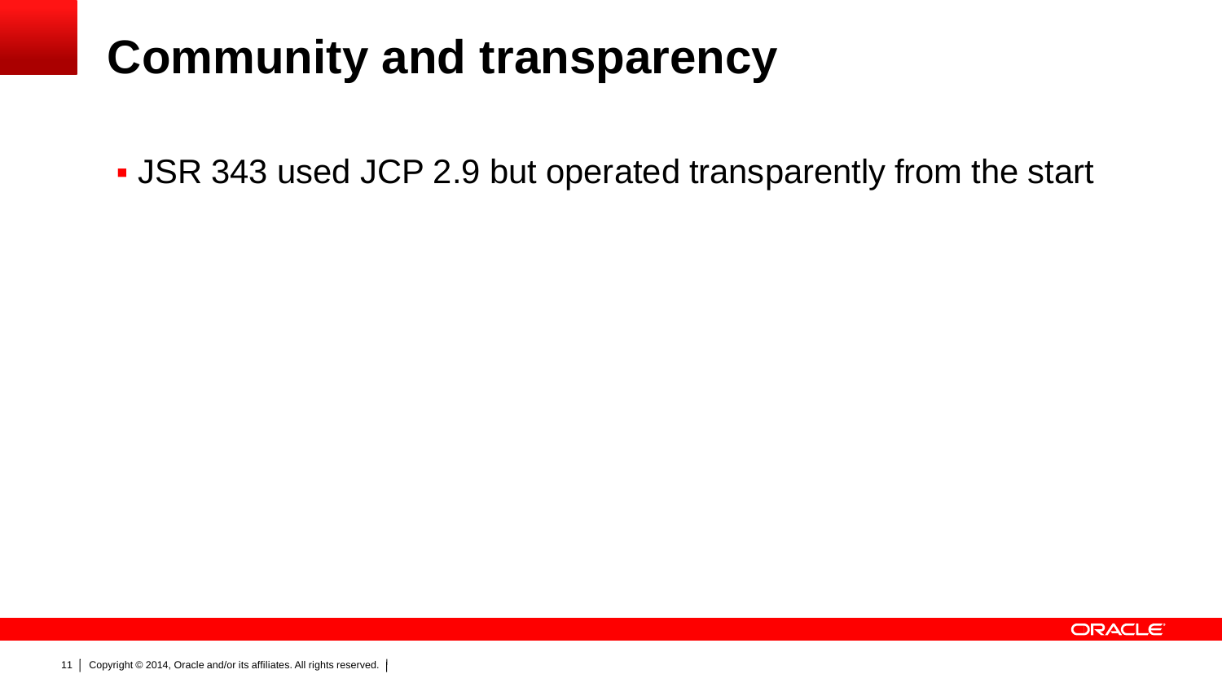# Community and transparency

- JSR 343 used JCP 2.9 but operated transparently from the start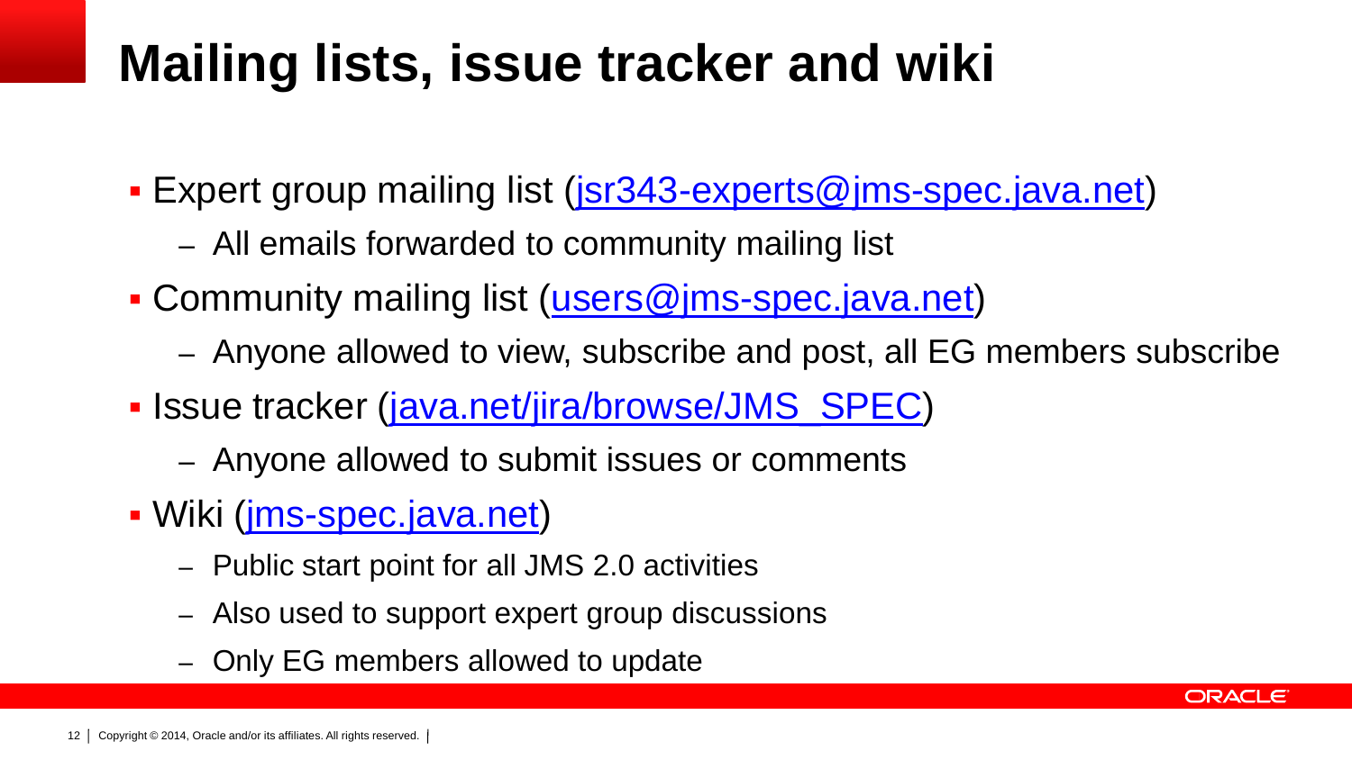# Mailing lists, issue tracker and wiki

- Expert group mailing list (jsr343-experts@jms-spec.java.net)
  - All emails forwarded to community mailing list
- Community mailing list (users@jms-spec.java.net)
  - Anyone allowed to view, subscribe and post, all EG members subscribe
- Issue tracker (java.net/jira/browse/JMS_SPEC)
  - Anyone allowed to submit issues or comments
- Wiki (jms-spec.java.net)
  - Public start point for all JMS 2.0 activities
  - Also used to support expert group discussions
  - Only EG members allowed to update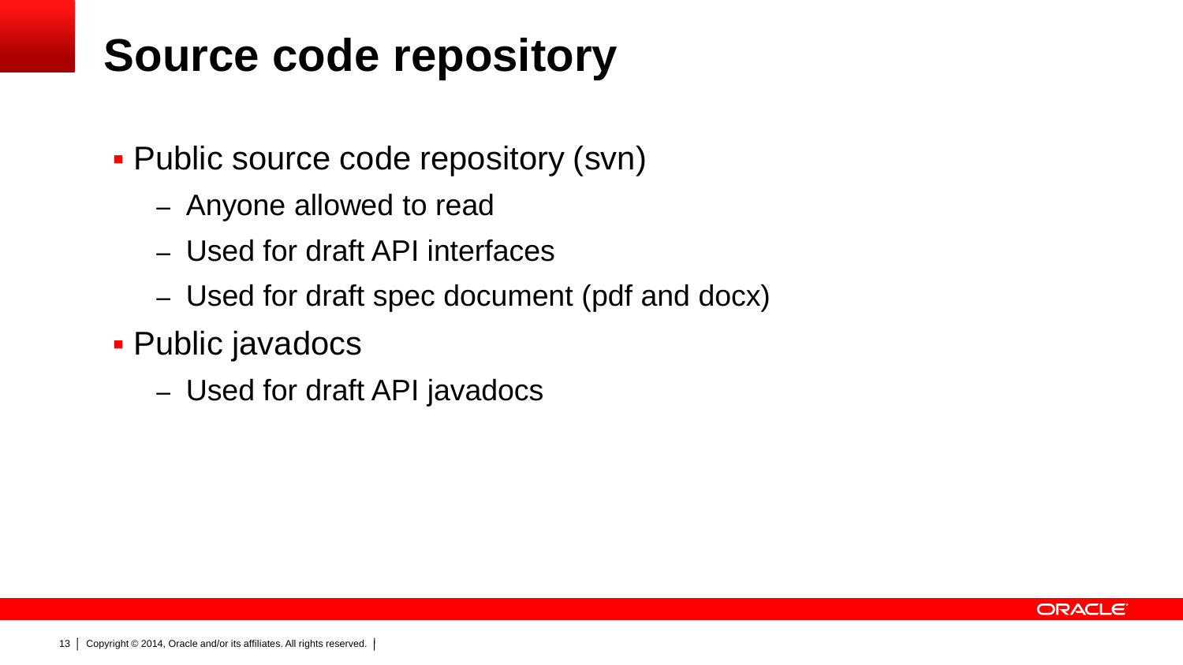# Source code repository

- Public source code repository (svn)
  - Anyone allowed to read
  - Used for draft API interfaces
  - Used for draft spec document (pdf and docx)
- Public javadocs
  - Used for draft API javadocs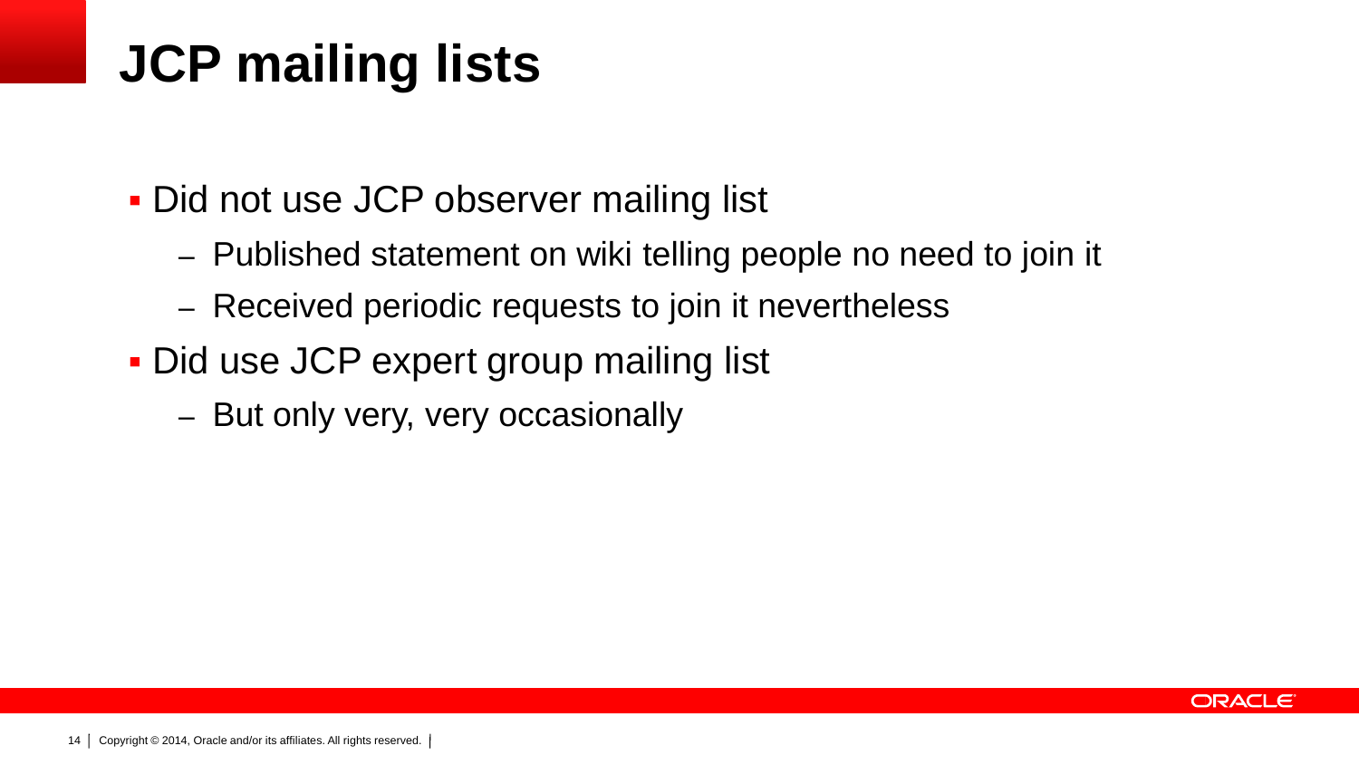# JCP mailing lists

- Did not use JCP observer mailing list
  - Published statement on wiki telling people no need to join it
  - Received periodic requests to join it nevertheless
- Did use JCP expert group mailing list
  - But only very, very occasionally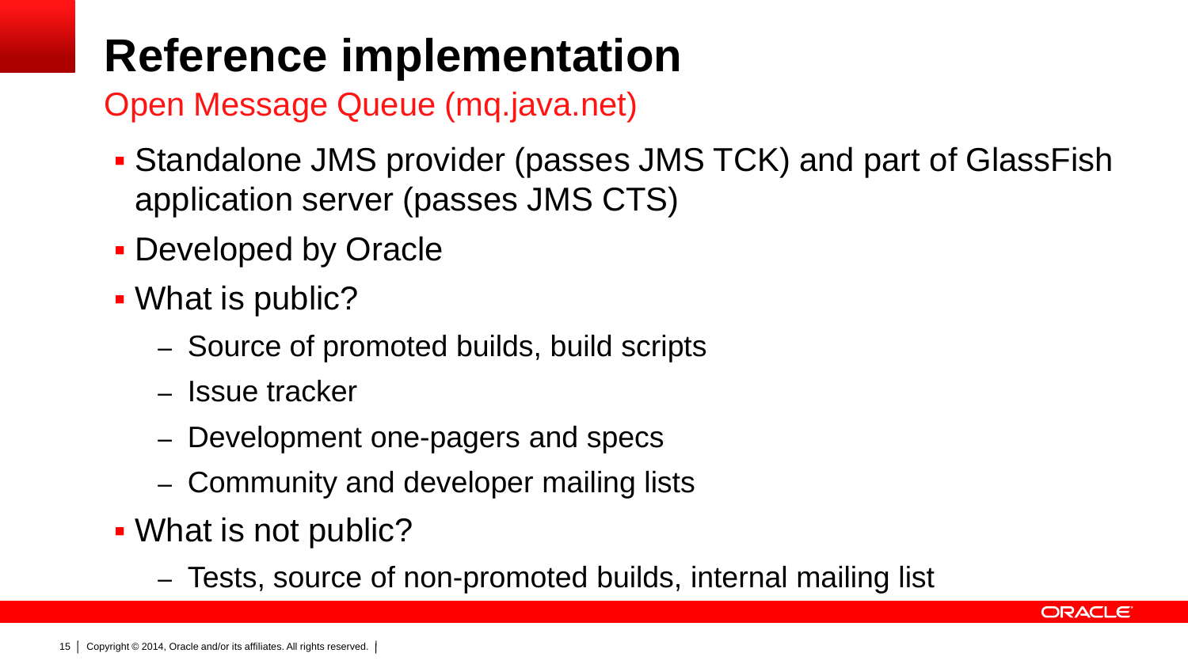# Reference implementation

## Open Message Queue (mq.java.net)

- Standalone JMS provider (passes JMS TCK) and part of GlassFish application server (passes JMS CTS)
- Developed by Oracle
- What is public?
  - Source of promoted builds, build scripts
  - Issue tracker
  - Development one-pagers and specs
  - Community and developer mailing lists
- What is not public?
  - Tests, source of non-promoted builds, internal mailing list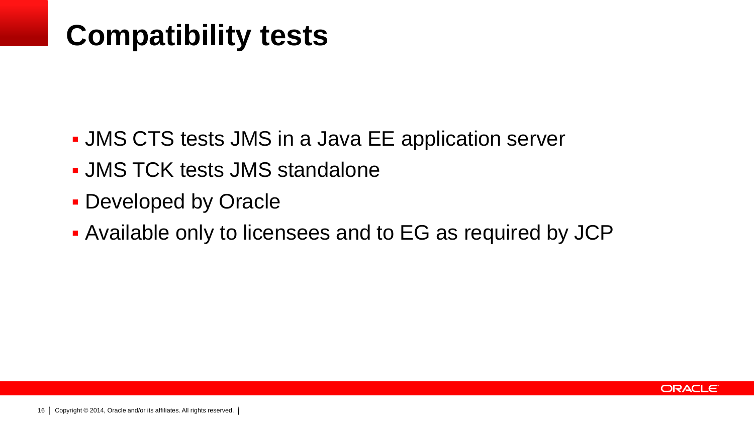# Compatibility tests

- JMS CTS tests JMS in a Java EE application server
- JMS TCK tests JMS standalone
- Developed by Oracle
- Available only to licensees and to EG as required by JCP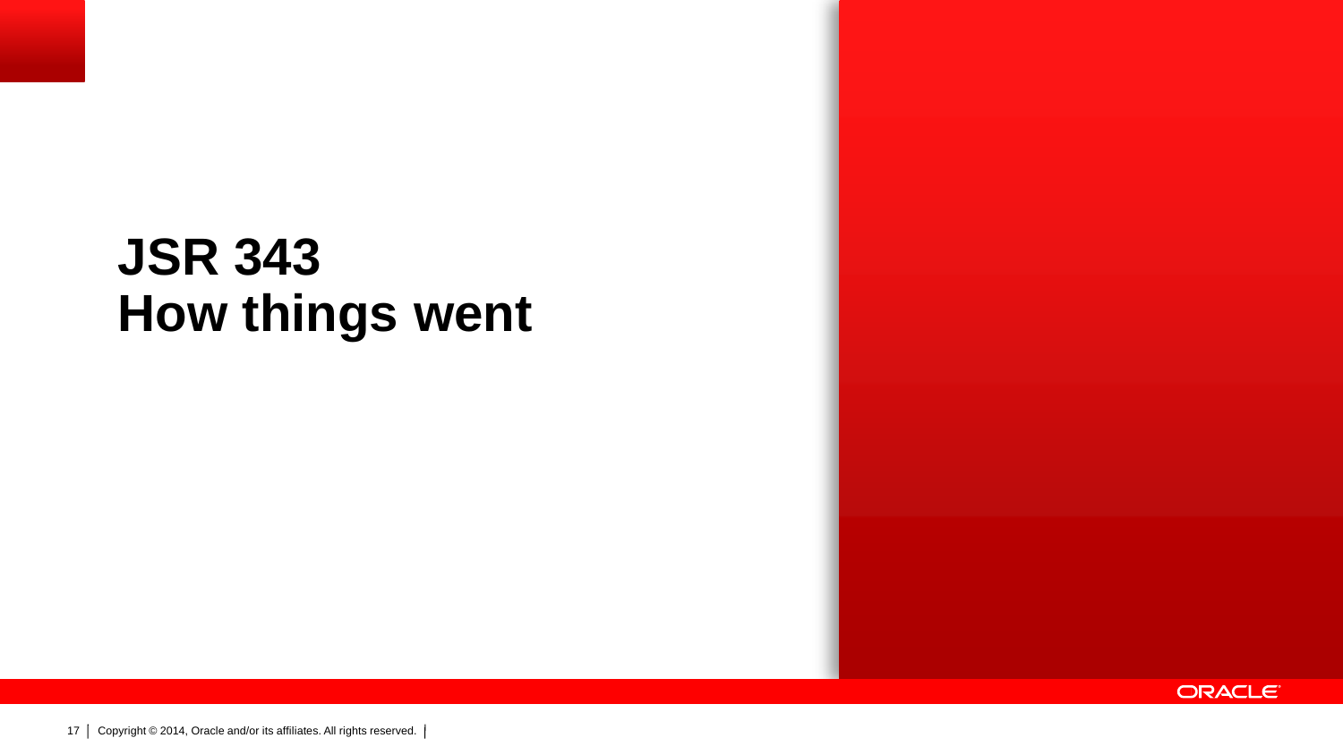# JSR 343
# How things went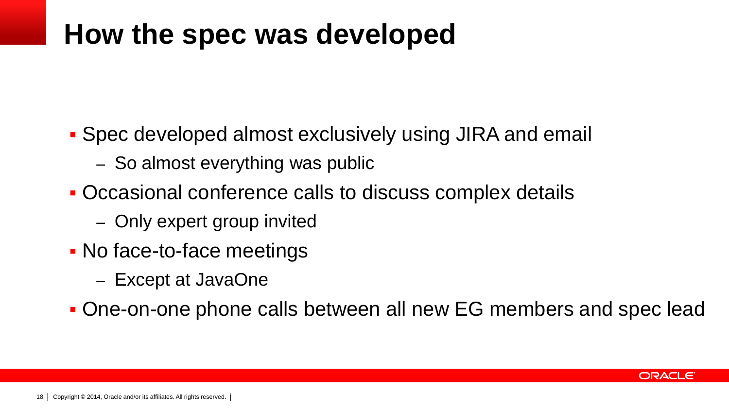# How the spec was developed

- Spec developed almost exclusively using JIRA and email
  - So almost everything was public
- Occasional conference calls to discuss complex details
  - Only expert group invited
- No face-to-face meetings
  - Except at JavaOne
- One-on-one phone calls between all new EG members and spec lead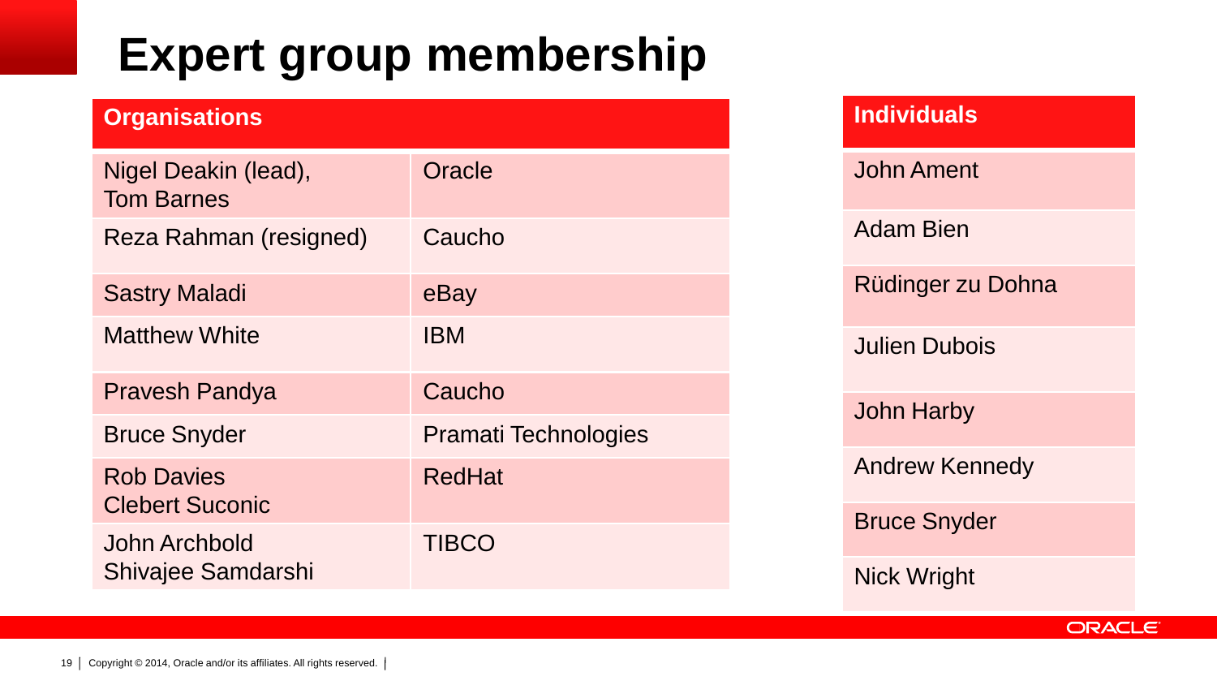# Expert group membership

| Organisations | |
| --- | --- |
| Nigel Deakin (lead), Tom Barnes | Oracle |
| Reza Rahman (resigned) | Caucho |
| Sastry Maladi | eBay |
| Matthew White | IBM |
| Pravesh Pandya | Caucho |
| Bruce Snyder | Pramati Technologies |
| Rob Davies Clebert Suconic | RedHat |
| John Archbold Shivajee Samdarshi | TIBCO |

| Individuals |
| --- |
| John Ament |
| Adam Bien |
| Rüdinger zu Dohna |
| Julien Dubois |
| John Harby |
| Andrew Kennedy |
| Bruce Snyder |
| Nick Wright |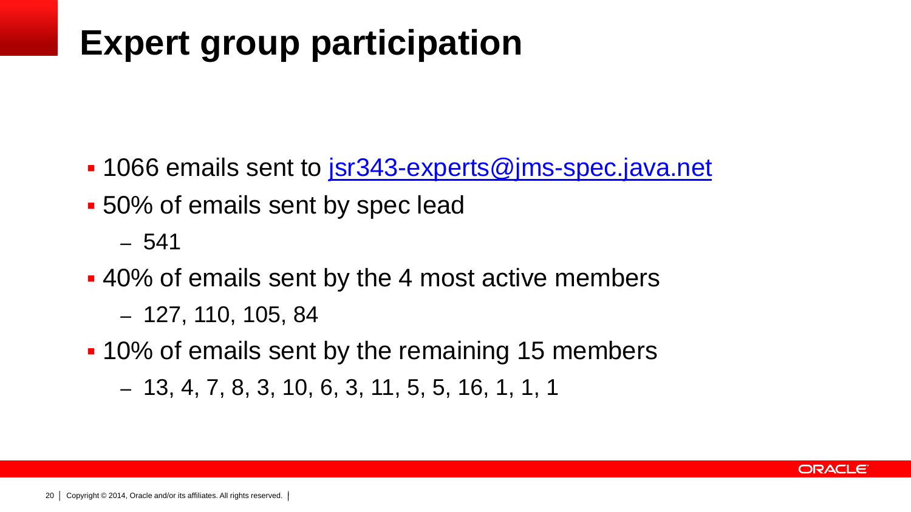# Expert group participation

- 1066 emails sent to jsr343-experts@jms-spec.java.net
- 50% of emails sent by spec lead
  - 541
- 40% of emails sent by the 4 most active members
  - 127, 110, 105, 84
- 10% of emails sent by the remaining 15 members
  - 13, 4, 7, 8, 3, 10, 6, 3, 11, 5, 5, 16, 1, 1, 1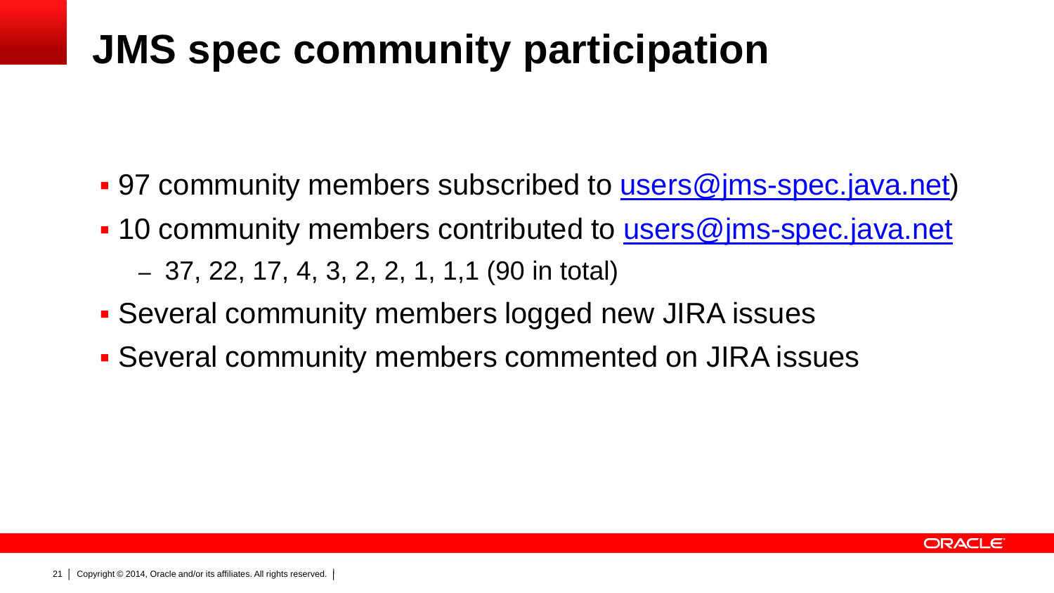# JMS spec community participation

- 97 community members subscribed to users@jms-spec.java.net)
- 10 community members contributed to users@jms-spec.java.net
  - 37, 22, 17, 4, 3, 2, 2, 1, 1,1 (90 in total)
- Several community members logged new JIRA issues
- Several community members commented on JIRA issues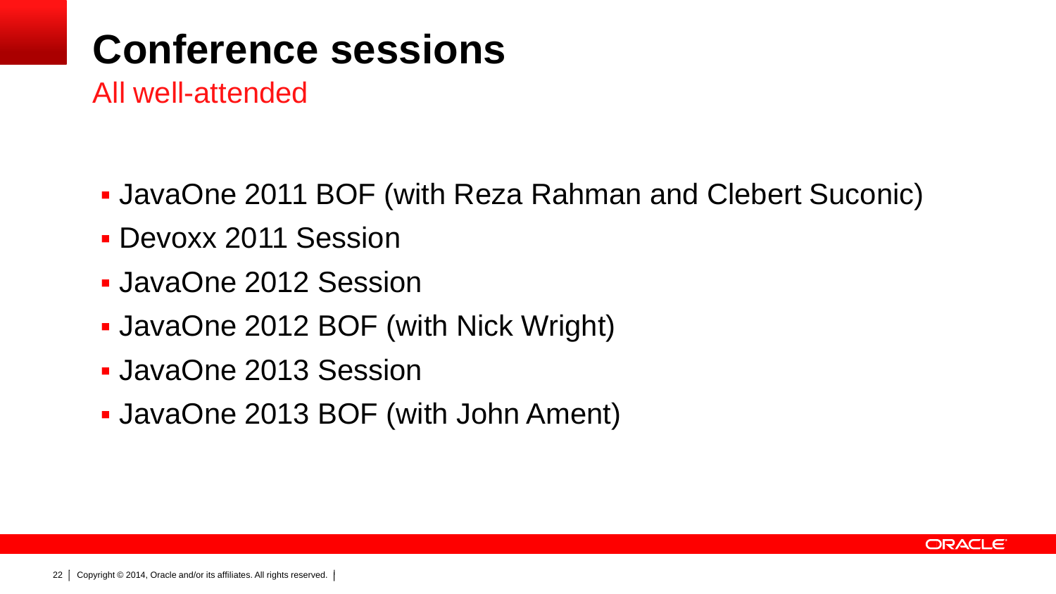# Conference sessions

All well-attended

- JavaOne 2011 BOF (with Reza Rahman and Clebert Suconic)
- Devoxx 2011 Session
- JavaOne 2012 Session
- JavaOne 2012 BOF (with Nick Wright)
- JavaOne 2013 Session
- JavaOne 2013 BOF (with John Ament)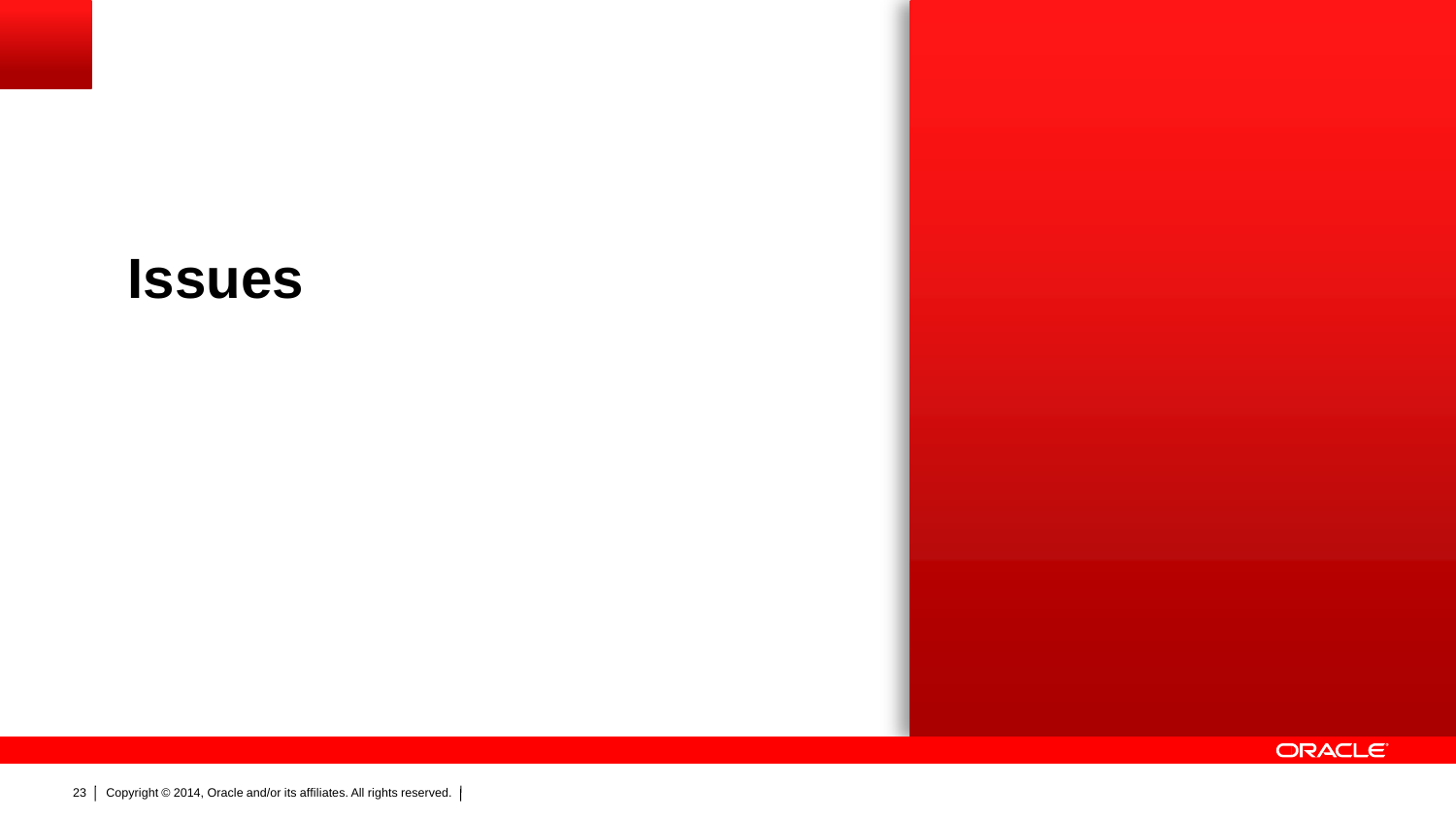# Issues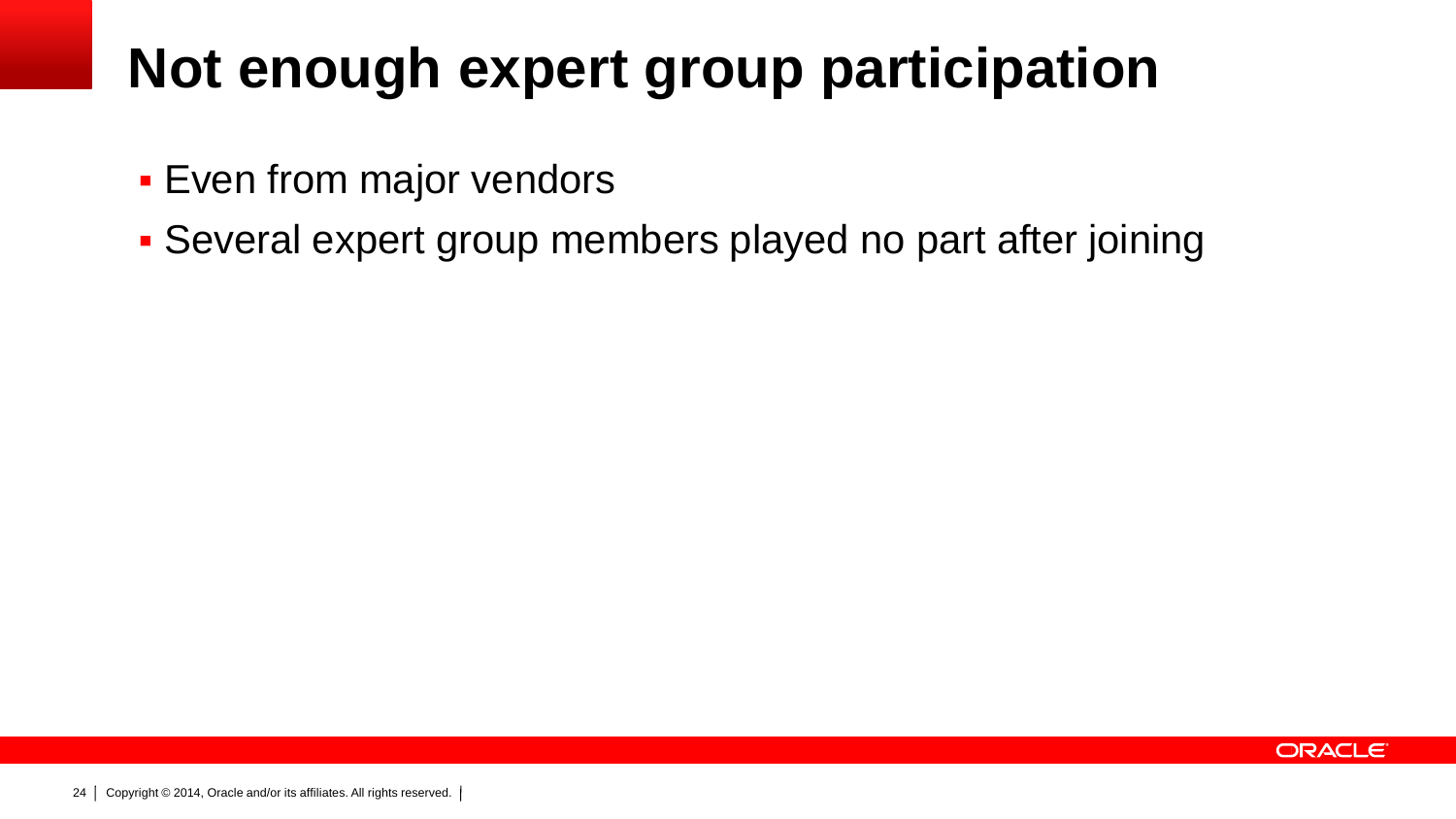# Not enough expert group participation

- Even from major vendors
- Several expert group members played no part after joining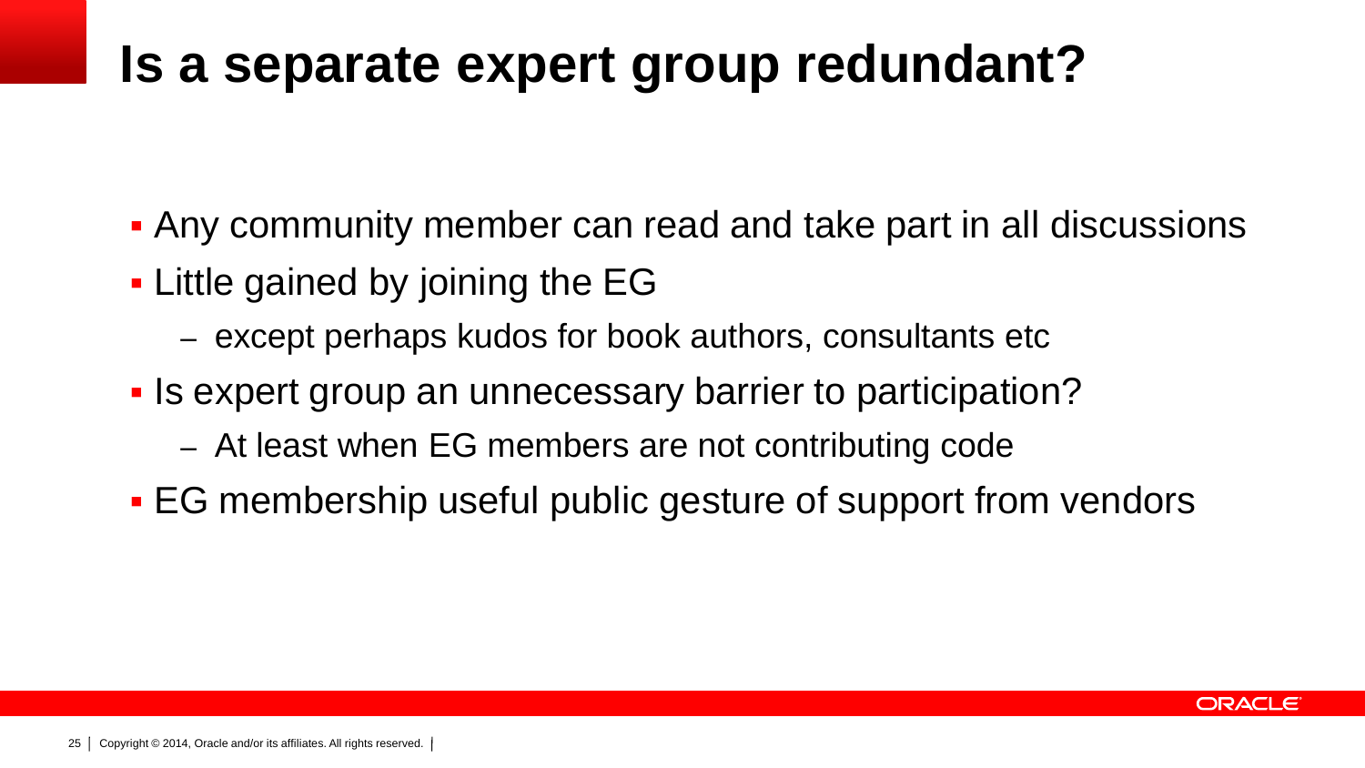# Is a separate expert group redundant?

- Any community member can read and take part in all discussions
- Little gained by joining the EG
  - except perhaps kudos for book authors, consultants etc
- Is expert group an unnecessary barrier to participation?
  - At least when EG members are not contributing code
- EG membership useful public gesture of support from vendors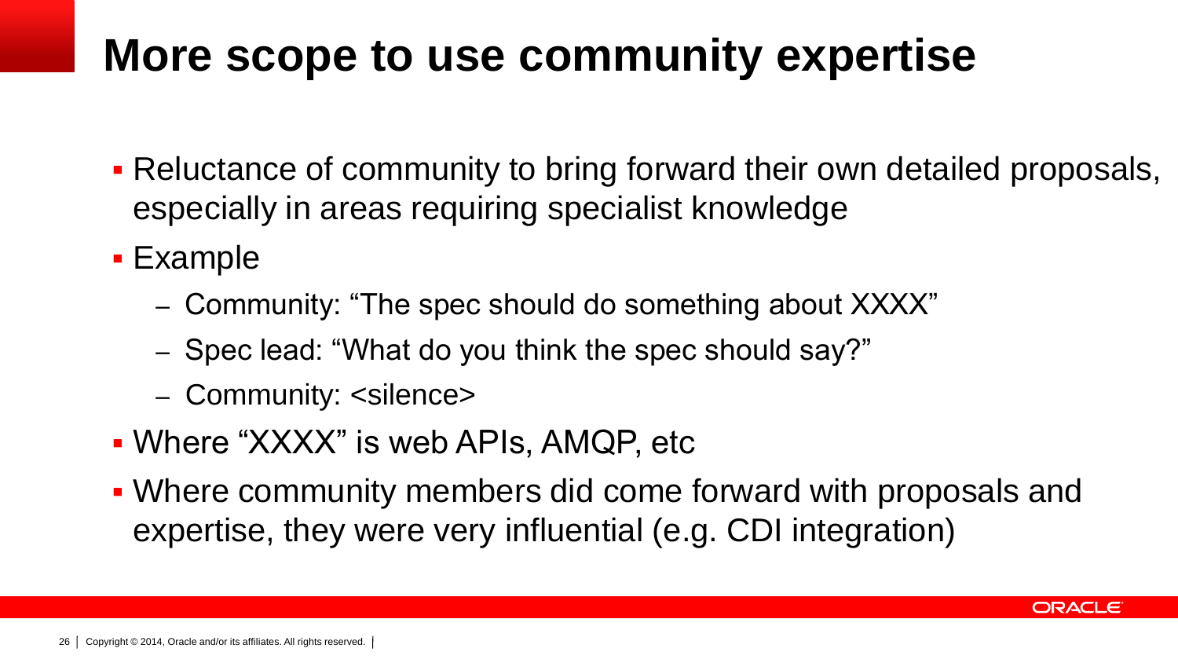# More scope to use community expertise

- Reluctance of community to bring forward their own detailed proposals, especially in areas requiring specialist knowledge
- Example
  - Community: "The spec should do something about XXXX"
  - Spec lead: "What do you think the spec should say?"
  - Community: <silence>
- Where "XXXX" is web APIs, AMQP, etc
- Where community members did come forward with proposals and expertise, they were very influential (e.g. CDI integration)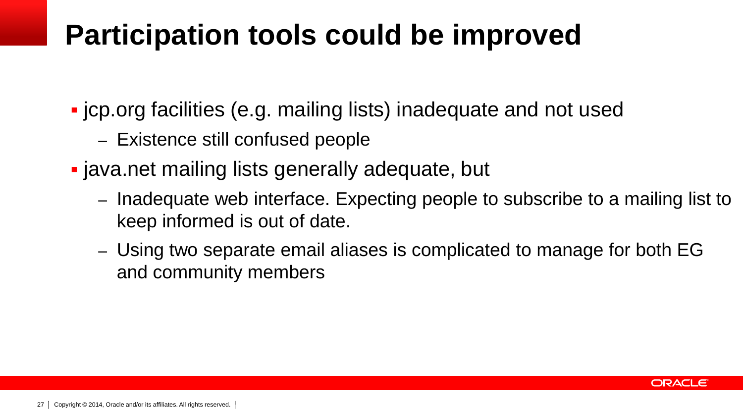# Participation tools could be improved

- jcp.org facilities (e.g. mailing lists) inadequate and not used
  - Existence still confused people
- java.net mailing lists generally adequate, but
  - Inadequate web interface. Expecting people to subscribe to a mailing list to keep informed is out of date.
  - Using two separate email aliases is complicated to manage for both EG and community members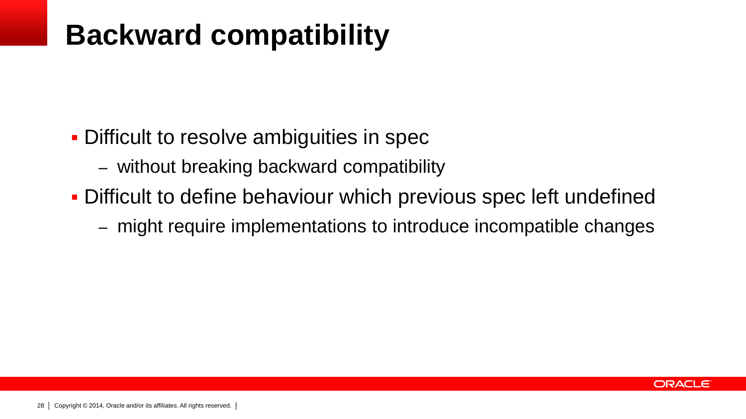# Backward compatibility

- Difficult to resolve ambiguities in spec
  - without breaking backward compatibility
- Difficult to define behaviour which previous spec left undefined
  - might require implementations to introduce incompatible changes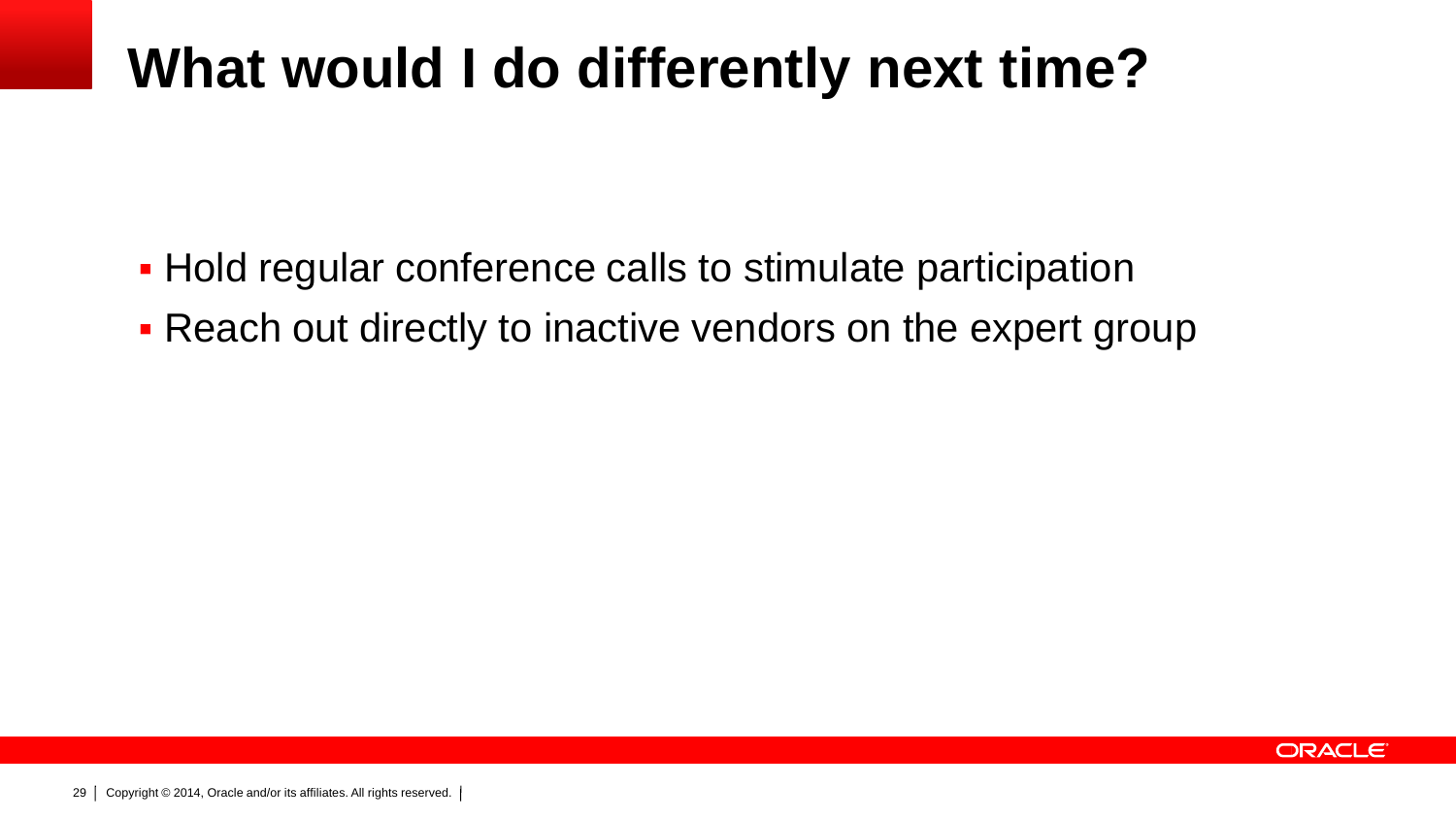# What would I do differently next time?

- Hold regular conference calls to stimulate participation
- Reach out directly to inactive vendors on the expert group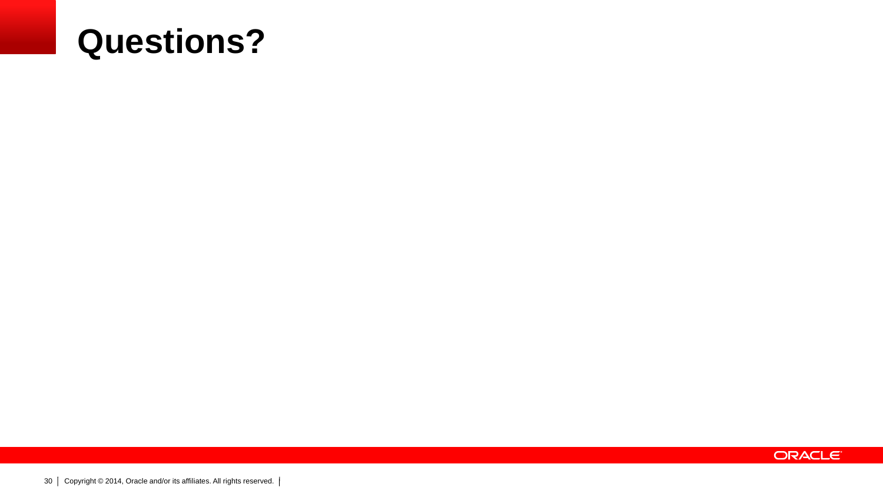# Questions?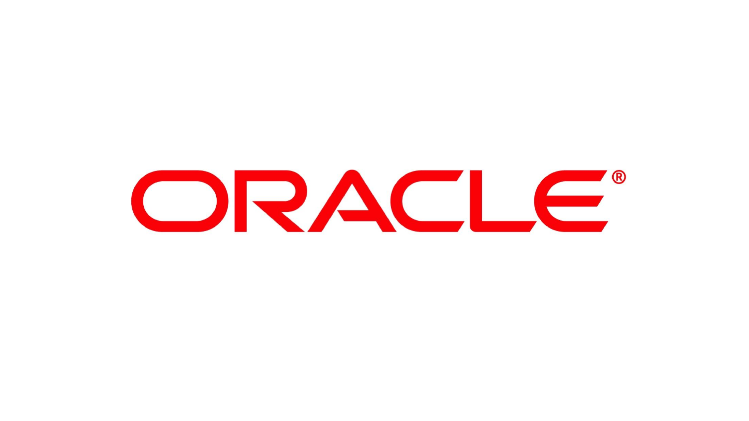ORACLE®